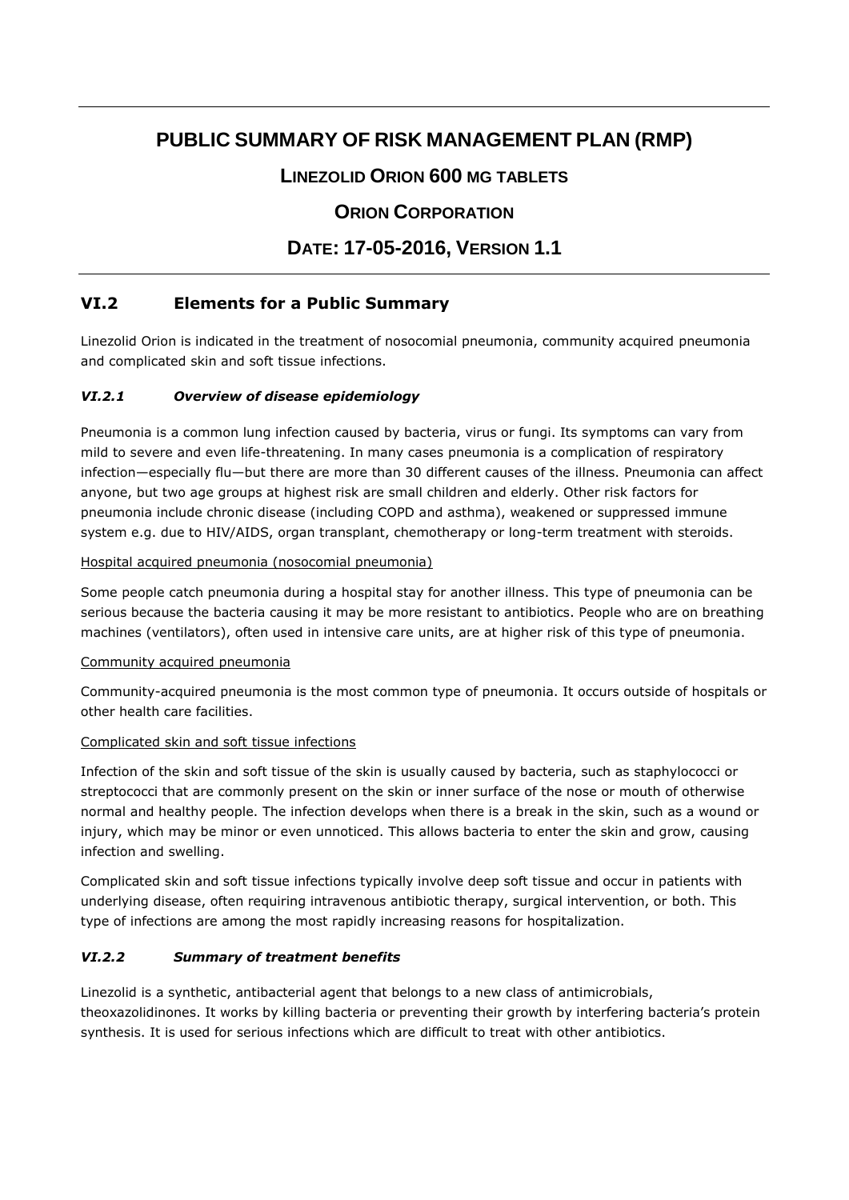# PUBLIC SUMMARY OF RISK MANAGEMENT PLAN (RMP)

## LINEZOLID ORION 600 MG TABLETS

## ORION CORPORATION

## DATE: 17-05-2016, VERSION 1.1

## VI.2 Elements for a Public Summary

Linezolid Orion is indicated in the treatment of nosocomial pneumonia, community acquired pneumonia and complicated skin and soft tissue infections.

### *VI.2.1 Overview of disease epidemiology*

Pneumonia is a common lung infection caused by bacteria, virus or fungi. Its symptoms can vary from mild to severe and even life-threatening. In many cases pneumonia is a complication of respiratory infection—especially flu—but there are more than 30 different causes of the illness. Pneumonia can affect anyone, but two age groups at highest risk are small children and elderly. Other risk factors for pneumonia include chronic disease (including COPD and asthma), weakened or suppressed immune system e.g. due to HIV/AIDS, organ transplant, chemotherapy or long-term treatment with steroids.

Hospital acquired pneumonia (nosocomial pneumonia)

Some people catch pneumonia during a hospital stay for another illness. This type of pneumonia can be serious because the bacteria causing it may be more resistant to antibiotics. People who are on breathing machines (ventilators), often used in intensive care units, are at higher risk of this type of pneumonia.

Community acquired pneumonia

Community-acquired pneumonia is the most common type of pneumonia. It occurs outside of hospitals or other health care facilities.

Complicated skin and soft tissue infections

Infection of the skin and soft tissue of the skin is usually caused by bacteria, such as staphylococci or streptococci that are commonly present on the skin or inner surface of the nose or mouth of otherwise normal and healthy people. The infection develops when there is a break in the skin, such as a wound or injury, which may be minor or even unnoticed. This allows bacteria to enter the skin and grow, causing infection and swelling.

Complicated skin and soft tissue infections typically involve deep soft tissue and occur in patients with underlying disease, often requiring intravenous antibiotic therapy, surgical intervention, or both. This type of infections are among the most rapidly increasing reasons for hospitalization.

### *VI.2.2 Summary of treatment benefits*

Linezolid is a synthetic, antibacterial agent that belongs to a new class of antimicrobials, theoxazolidinones. It works by killing bacteria or preventing their growth by interfering bacteria's protein synthesis. It is used for serious infections which are difficult to treat with other antibiotics.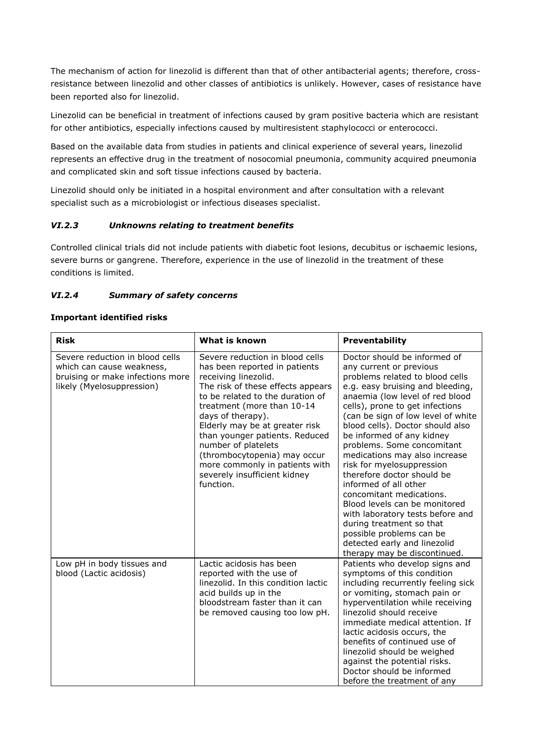The mechanism of action for linezolid is different than that of other antibacterial agents; therefore, cross-resistance between linezolid and other classes of antibiotics is unlikely. However, cases of resistance have been reported also for linezolid.

Linezolid can be beneficial in treatment of infections caused by gram positive bacteria which are resistant for other antibiotics, especially infections caused by multiresistent staphylococci or enterococci.

Based on the available data from studies in patients and clinical experience of several years, linezolid represents an effective drug in the treatment of nosocomial pneumonia, community acquired pneumonia and complicated skin and soft tissue infections caused by bacteria.

Linezolid should only be initiated in a hospital environment and after consultation with a relevant specialist such as a microbiologist or infectious diseases specialist.

### *VI.2.3 Unknowns relating to treatment benefits*

Controlled clinical trials did not include patients with diabetic foot lesions, decubitus or ischaemic lesions, severe burns or gangrene. Therefore, experience in the use of linezolid in the treatment of these conditions is limited.

### *VI.2.4 Summary of safety concerns*

**Important identified risks**

| Risk | What is known | Preventability |
|---|---|---|
| Severe reduction in blood cells which can cause weakness, bruising or make infections more likely (Myelosuppression) | Severe reduction in blood cells has been reported in patients receiving linezolid. The risk of these effects appears to be related to the duration of treatment (more than 10-14 days of therapy). Elderly may be at greater risk than younger patients. Reduced number of platelets (thrombocytopenia) may occur more commonly in patients with severely insufficient kidney function. | Doctor should be informed of any current or previous problems related to blood cells e.g. easy bruising and bleeding, anaemia (low level of red blood cells), prone to get infections (can be sign of low level of white blood cells). Doctor should also be informed of any kidney problems. Some concomitant medications may also increase risk for myelosuppression therefore doctor should be informed of all other concomitant medications. Blood levels can be monitored with laboratory tests before and during treatment so that possible problems can be detected early and linezolid therapy may be discontinued. |
| Low pH in body tissues and blood (Lactic acidosis) | Lactic acidosis has been reported with the use of linezolid. In this condition lactic acid builds up in the bloodstream faster than it can be removed causing too low pH. | Patients who develop signs and symptoms of this condition including recurrently feeling sick or vomiting, stomach pain or hyperventilation while receiving linezolid should receive immediate medical attention. If lactic acidosis occurs, the benefits of continued use of linezolid should be weighed against the potential risks. Doctor should be informed before the treatment of any |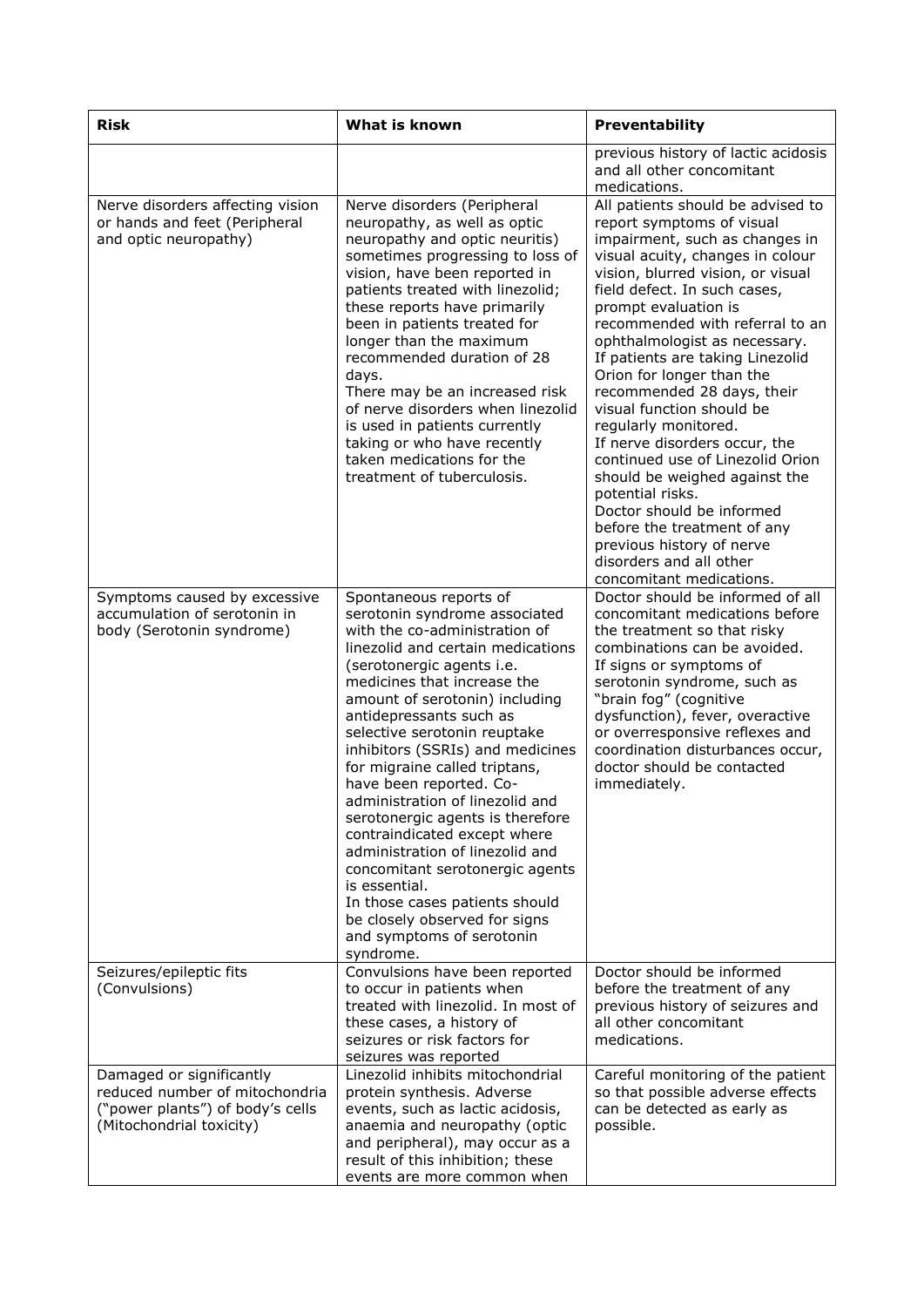| Risk | What is known | Preventability |
|---|---|---|
| | | previous history of lactic acidosis and all other concomitant medications. |
| Nerve disorders affecting vision or hands and feet (Peripheral and optic neuropathy) | Nerve disorders (Peripheral neuropathy, as well as optic neuropathy and optic neuritis) sometimes progressing to loss of vision, have been reported in patients treated with linezolid; these reports have primarily been in patients treated for longer than the maximum recommended duration of 28 days.<br>There may be an increased risk of nerve disorders when linezolid is used in patients currently taking or who have recently taken medications for the treatment of tuberculosis. | All patients should be advised to report symptoms of visual impairment, such as changes in visual acuity, changes in colour vision, blurred vision, or visual field defect. In such cases, prompt evaluation is recommended with referral to an ophthalmologist as necessary. If patients are taking Linezolid Orion for longer than the recommended 28 days, their visual function should be regularly monitored.<br>If nerve disorders occur, the continued use of Linezolid Orion should be weighed against the potential risks.<br>Doctor should be informed before the treatment of any previous history of nerve disorders and all other concomitant medications. |
| Symptoms caused by excessive accumulation of serotonin in body (Serotonin syndrome) | Spontaneous reports of serotonin syndrome associated with the co-administration of linezolid and certain medications (serotonergic agents i.e. medicines that increase the amount of serotonin) including antidepressants such as selective serotonin reuptake inhibitors (SSRIs) and medicines for migraine called triptans, have been reported. Co-administration of linezolid and serotonergic agents is therefore contraindicated except where administration of linezolid and concomitant serotonergic agents is essential.<br>In those cases patients should be closely observed for signs and symptoms of serotonin syndrome. | Doctor should be informed of all concomitant medications before the treatment so that risky combinations can be avoided.<br>If signs or symptoms of serotonin syndrome, such as "brain fog" (cognitive dysfunction), fever, overactive or overresponsive reflexes and coordination disturbances occur, doctor should be contacted immediately. |
| Seizures/epileptic fits (Convulsions) | Convulsions have been reported to occur in patients when treated with linezolid. In most of these cases, a history of seizures or risk factors for seizures was reported | Doctor should be informed before the treatment of any previous history of seizures and all other concomitant medications. |
| Damaged or significantly reduced number of mitochondria ("power plants") of body's cells (Mitochondrial toxicity) | Linezolid inhibits mitochondrial protein synthesis. Adverse events, such as lactic acidosis, anaemia and neuropathy (optic and peripheral), may occur as a result of this inhibition; these events are more common when | Careful monitoring of the patient so that possible adverse effects can be detected as early as possible. |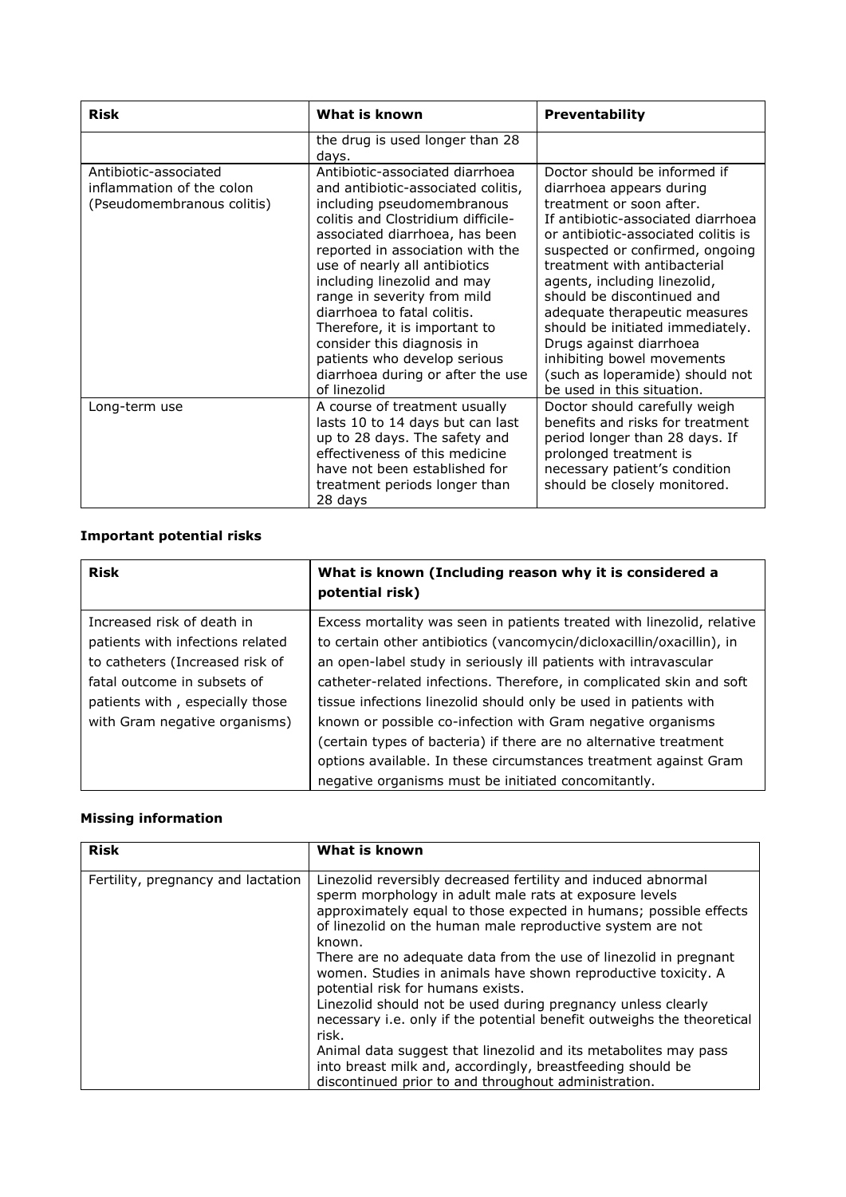| Risk | What is known | Preventability |
|---|---|---|
| | the drug is used longer than 28 days. | |
| Antibiotic-associated inflammation of the colon (Pseudomembranous colitis) | Antibiotic-associated diarrhoea and antibiotic-associated colitis, including pseudomembranous colitis and Clostridium difficile-associated diarrhoea, has been reported in association with the use of nearly all antibiotics including linezolid and may range in severity from mild diarrhoea to fatal colitis. Therefore, it is important to consider this diagnosis in patients who develop serious diarrhoea during or after the use of linezolid | Doctor should be informed if diarrhoea appears during treatment or soon after. If antibiotic-associated diarrhoea or antibiotic-associated colitis is suspected or confirmed, ongoing treatment with antibacterial agents, including linezolid, should be discontinued and adequate therapeutic measures should be initiated immediately. Drugs against diarrhoea inhibiting bowel movements (such as loperamide) should not be used in this situation. |
| Long-term use | A course of treatment usually lasts 10 to 14 days but can last up to 28 days. The safety and effectiveness of this medicine have not been established for treatment periods longer than 28 days | Doctor should carefully weigh benefits and risks for treatment period longer than 28 days. If prolonged treatment is necessary patient's condition should be closely monitored. |

**Important potential risks**

| Risk | What is known (Including reason why it is considered a potential risk) |
|---|---|
| Increased risk of death in patients with infections related to catheters (Increased risk of fatal outcome in subsets of patients with , especially those with Gram negative organisms) | Excess mortality was seen in patients treated with linezolid, relative to certain other antibiotics (vancomycin/dicloxacillin/oxacillin), in an open-label study in seriously ill patients with intravascular catheter-related infections. Therefore, in complicated skin and soft tissue infections linezolid should only be used in patients with known or possible co-infection with Gram negative organisms (certain types of bacteria) if there are no alternative treatment options available. In these circumstances treatment against Gram negative organisms must be initiated concomitantly. |

**Missing information**

| Risk | What is known |
|---|---|
| Fertility, pregnancy and lactation | Linezolid reversibly decreased fertility and induced abnormal sperm morphology in adult male rats at exposure levels approximately equal to those expected in humans; possible effects of linezolid on the human male reproductive system are not known.<br>There are no adequate data from the use of linezolid in pregnant women. Studies in animals have shown reproductive toxicity. A potential risk for humans exists.<br>Linezolid should not be used during pregnancy unless clearly necessary i.e. only if the potential benefit outweighs the theoretical risk.<br>Animal data suggest that linezolid and its metabolites may pass into breast milk and, accordingly, breastfeeding should be discontinued prior to and throughout administration. |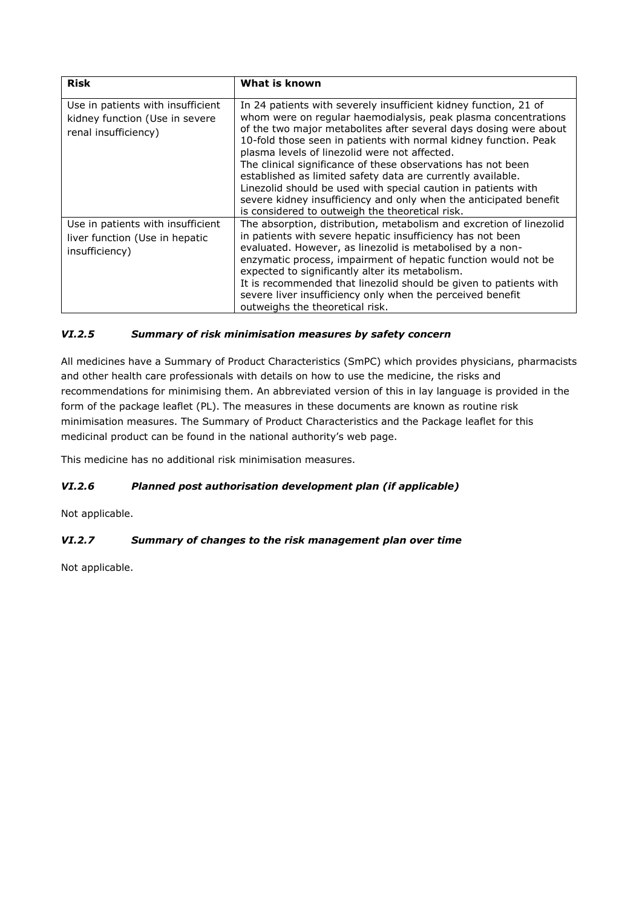| Risk | What is known |
|---|---|
| Use in patients with insufficient kidney function (Use in severe renal insufficiency) | In 24 patients with severely insufficient kidney function, 21 of whom were on regular haemodialysis, peak plasma concentrations of the two major metabolites after several days dosing were about 10-fold those seen in patients with normal kidney function. Peak plasma levels of linezolid were not affected. The clinical significance of these observations has not been established as limited safety data are currently available. Linezolid should be used with special caution in patients with severe kidney insufficiency and only when the anticipated benefit is considered to outweigh the theoretical risk. |
| Use in patients with insufficient liver function (Use in hepatic insufficiency) | The absorption, distribution, metabolism and excretion of linezolid in patients with severe hepatic insufficiency has not been evaluated. However, as linezolid is metabolised by a non-enzymatic process, impairment of hepatic function would not be expected to significantly alter its metabolism. It is recommended that linezolid should be given to patients with severe liver insufficiency only when the perceived benefit outweighs the theoretical risk. |

### *VI.2.5 Summary of risk minimisation measures by safety concern*

All medicines have a Summary of Product Characteristics (SmPC) which provides physicians, pharmacists and other health care professionals with details on how to use the medicine, the risks and recommendations for minimising them. An abbreviated version of this in lay language is provided in the form of the package leaflet (PL). The measures in these documents are known as routine risk minimisation measures. The Summary of Product Characteristics and the Package leaflet for this medicinal product can be found in the national authority's web page.

This medicine has no additional risk minimisation measures.

### *VI.2.6 Planned post authorisation development plan (if applicable)*

Not applicable.

### *VI.2.7 Summary of changes to the risk management plan over time*

Not applicable.